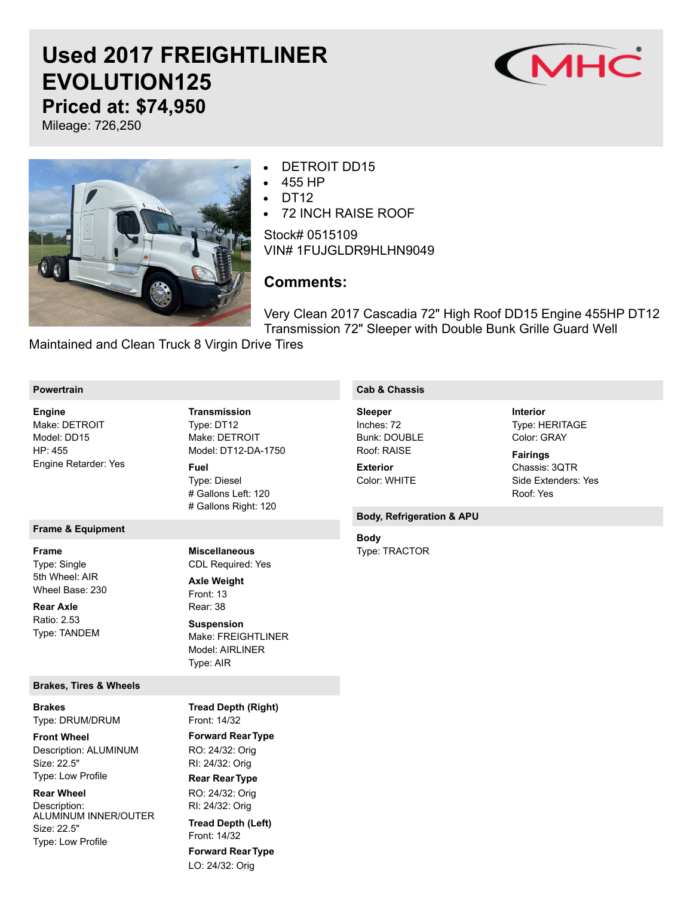# Used 2017 FREIGHTLINER EVOLUTION125

## Priced at: $74,950

Mileage: 726,250

- DETROIT DD15
- 455 HP
- DT12
- 72 INCH RAISE ROOF

Stock# 0515109
VIN# 1FUJGLDR9HLHN9049

### Comments:

Very Clean 2017 Cascadia 72" High Roof DD15 Engine 455HP DT12 Transmission 72" Sleeper with Double Bunk Grille Guard Well Maintained and Clean Truck 8 Virgin Drive Tires

### Powertrain

**Engine**
Make: DETROIT
Model: DD15
HP: 455
Engine Retarder: Yes

**Transmission**
Type: DT12
Make: DETROIT
Model: DT12-DA-1750

**Fuel**
Type: Diesel
# Gallons Left: 120
# Gallons Right: 120

### Frame & Equipment

**Frame**
Type: Single
5th Wheel: AIR
Wheel Base: 230

**Rear Axle**
Ratio: 2.53
Type: TANDEM

**Miscellaneous**
CDL Required: Yes

**Axle Weight**
Front: 13
Rear: 38

**Suspension**
Make: FREIGHTLINER
Model: AIRLINER
Type: AIR

### Brakes, Tires & Wheels

**Brakes**
Type: DRUM/DRUM

**Front Wheel**
Description: ALUMINUM
Size: 22.5"
Type: Low Profile

**Rear Wheel**
Description: ALUMINUM INNER/OUTER
Size: 22.5"
Type: Low Profile

**Tread Depth (Right)**
Front: 14/32

**Forward Rear Type**
RO: 24/32: Orig
RI: 24/32: Orig

**Rear Rear Type**
RO: 24/32: Orig
RI: 24/32: Orig

**Tread Depth (Left)**
Front: 14/32

**Forward Rear Type**
LO: 24/32: Orig

### Cab & Chassis

**Sleeper**
Inches: 72
Bunk: DOUBLE
Roof: RAISE

**Exterior**
Color: WHITE

**Interior**
Type: HERITAGE
Color: GRAY

**Fairings**
Chassis: 3QTR
Side Extenders: Yes
Roof: Yes

### Body, Refrigeration & APU

**Body**
Type: TRACTOR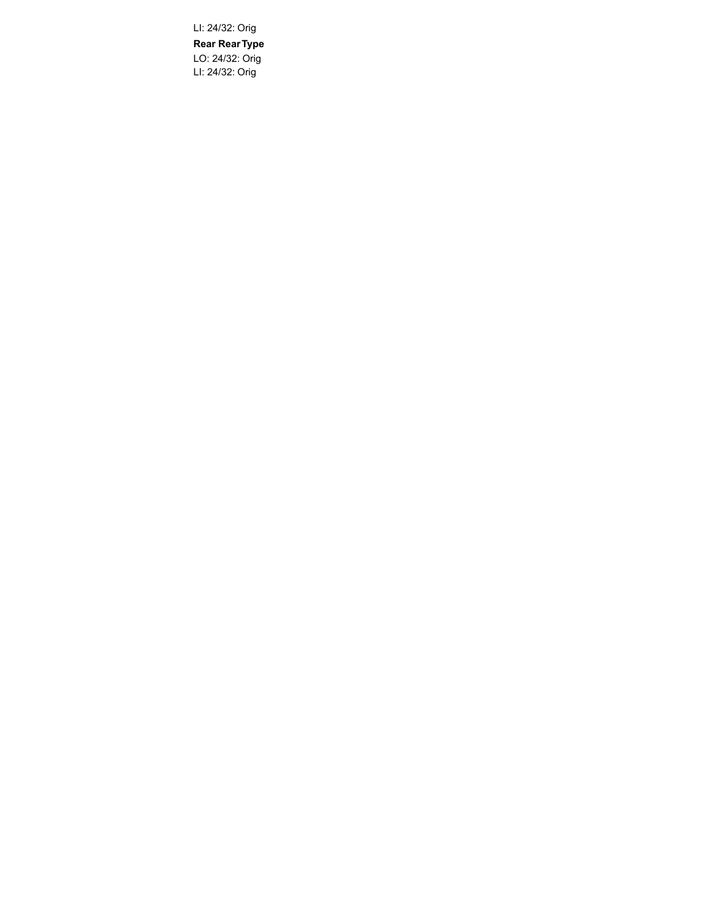LI: 24/32: Orig

**Rear Rear Type**

LO: 24/32: Orig

LI: 24/32: Orig